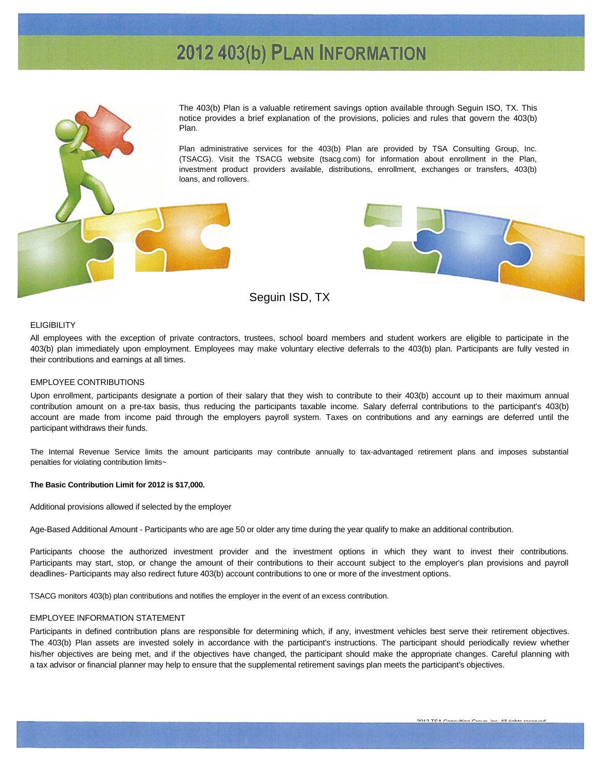# 2012 403(b) Plan Information

The 403(b) Plan is a valuable retirement savings option available through Seguin ISO, TX. This notice provides a brief explanation of the provisions, policies and rules that govern the 403(b) Plan.

Plan administrative services for the 403(b) Plan are provided by TSA Consulting Group, Inc. (TSACG). Visit the TSACG website (tsacg.com) for information about enrollment in the Plan, investment product providers available, distributions, enrollment, exchanges or transfers, 403(b) loans, and rollovers.

Seguin ISD, TX

## ELIGIBILITY

All employees with the exception of private contractors, trustees, school board members and student workers are eligible to participate in the 403(b) plan immediately upon employment. Employees may make voluntary elective deferrals to the 403(b) plan. Participants are fully vested in their contributions and earnings at all times.

## EMPLOYEE CONTRIBUTIONS

Upon enrollment, participants designate a portion of their salary that they wish to contribute to their 403(b) account up to their maximum annual contribution amount on a pre-tax basis, thus reducing the participants taxable income. Salary deferral contributions to the participant's 403(b) account are made from income paid through the employers payroll system. Taxes on contributions and any earnings are deferred until the participant withdraws their funds.

The Internal Revenue Service limits the amount participants may contribute annually to tax-advantaged retirement plans and imposes substantial penalties for violating contribution limits~

**The Basic Contribution Limit for 2012 is $17,000.**

Additional provisions allowed if selected by the employer

Age-Based Additional Amount - Participants who are age 50 or older any time during the year qualify to make an additional contribution.

Participants choose the authorized investment provider and the investment options in which they want to invest their contributions. Participants may start, stop, or change the amount of their contributions to their account subject to the employer's plan provisions and payroll deadlines- Participants may also redirect future 403(b) account contributions to one or more of the investment options.

TSACG monitors 403(b) plan contributions and notifies the employer in the event of an excess contribution.

## EMPLOYEE INFORMATION STATEMENT

Participants in defined contribution plans are responsible for determining which, if any, investment vehicles best serve their retirement objectives. The 403(b) Plan assets are invested solely in accordance with the participant's instructions. The participant should periodically review whether his/her objectives are being met, and if the objectives have changed, the participant should make the appropriate changes. Careful planning with a tax advisor or financial planner may help to ensure that the supplemental retirement savings plan meets the participant's objectives.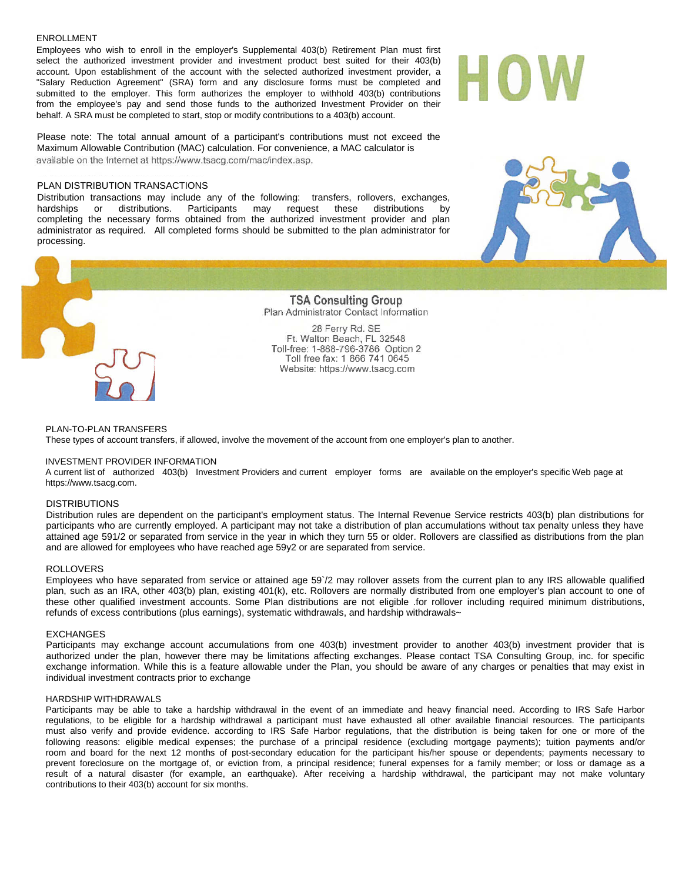# HOW

## ENROLLMENT

Employees who wish to enroll in the employer's Supplemental 403(b) Retirement Plan must first select the authorized investment provider and investment product best suited for their 403(b) account. Upon establishment of the account with the selected authorized investment provider, a "Salary Reduction Agreement" (SRA) form and any disclosure forms must be completed and submitted to the employer. This form authorizes the employer to withhold 403(b) contributions from the employee's pay and send those funds to the authorized Investment Provider on their behalf. A SRA must be completed to start, stop or modify contributions to a 403(b) account.

Please note: The total annual amount of a participant's contributions must not exceed the Maximum Allowable Contribution (MAC) calculation. For convenience, a MAC calculator is available on the Internet at https://www.tsacg.com/mac/index.asp.

## PLAN DISTRIBUTION TRANSACTIONS

Distribution transactions may include any of the following: transfers, rollovers, exchanges, hardships or distributions. Participants may request these distributions by completing the necessary forms obtained from the authorized investment provider and plan administrator as required. All completed forms should be submitted to the plan administrator for processing.

**TSA Consulting Group**
Plan Administrator Contact Information

28 Ferry Rd. SE
Ft. Walton Beach, FL 32548
Toll-free: 1-888-796-3786 Option 2
Toll free fax: 1 866 741 0645
Website: https://www.tsacg.com

## PLAN-TO-PLAN TRANSFERS

These types of account transfers, if allowed, involve the movement of the account from one employer's plan to another.

## INVESTMENT PROVIDER INFORMATION

A current list of authorized 403(b) Investment Providers and current employer forms are available on the employer's specific Web page at https://www.tsacg.com.

## DISTRIBUTIONS

Distribution rules are dependent on the participant's employment status. The Internal Revenue Service restricts 403(b) plan distributions for participants who are currently employed. A participant may not take a distribution of plan accumulations without tax penalty unless they have attained age 591/2 or separated from service in the year in which they turn 55 or older. Rollovers are classified as distributions from the plan and are allowed for employees who have reached age 59y2 or are separated from service.

## ROLLOVERS

Employees who have separated from service or attained age 59`/2 may rollover assets from the current plan to any IRS allowable qualified plan, such as an IRA, other 403(b) plan, existing 401(k), etc. Rollovers are normally distributed from one employer's plan account to one of these other qualified investment accounts. Some Plan distributions are not eligible .for rollover including required minimum distributions, refunds of excess contributions (plus earnings), systematic withdrawals, and hardship withdrawals~

## EXCHANGES

Participants may exchange account accumulations from one 403(b) investment provider to another 403(b) investment provider that is authorized under the plan, however there may be limitations affecting exchanges. Please contact TSA Consulting Group, inc. for specific exchange information. While this is a feature allowable under the Plan, you should be aware of any charges or penalties that may exist in individual investment contracts prior to exchange

## HARDSHIP WITHDRAWALS

Participants may be able to take a hardship withdrawal in the event of an immediate and heavy financial need. According to IRS Safe Harbor regulations, to be eligible for a hardship withdrawal a participant must have exhausted all other available financial resources. The participants must also verify and provide evidence. according to IRS Safe Harbor regulations, that the distribution is being taken for one or more of the following reasons: eligible medical expenses; the purchase of a principal residence (excluding mortgage payments); tuition payments and/or room and board for the next 12 months of post-secondary education for the participant his/her spouse or dependents; payments necessary to prevent foreclosure on the mortgage of, or eviction from, a principal residence; funeral expenses for a family member; or loss or damage as a result of a natural disaster (for example, an earthquake). After receiving a hardship withdrawal, the participant may not make voluntary contributions to their 403(b) account for six months.